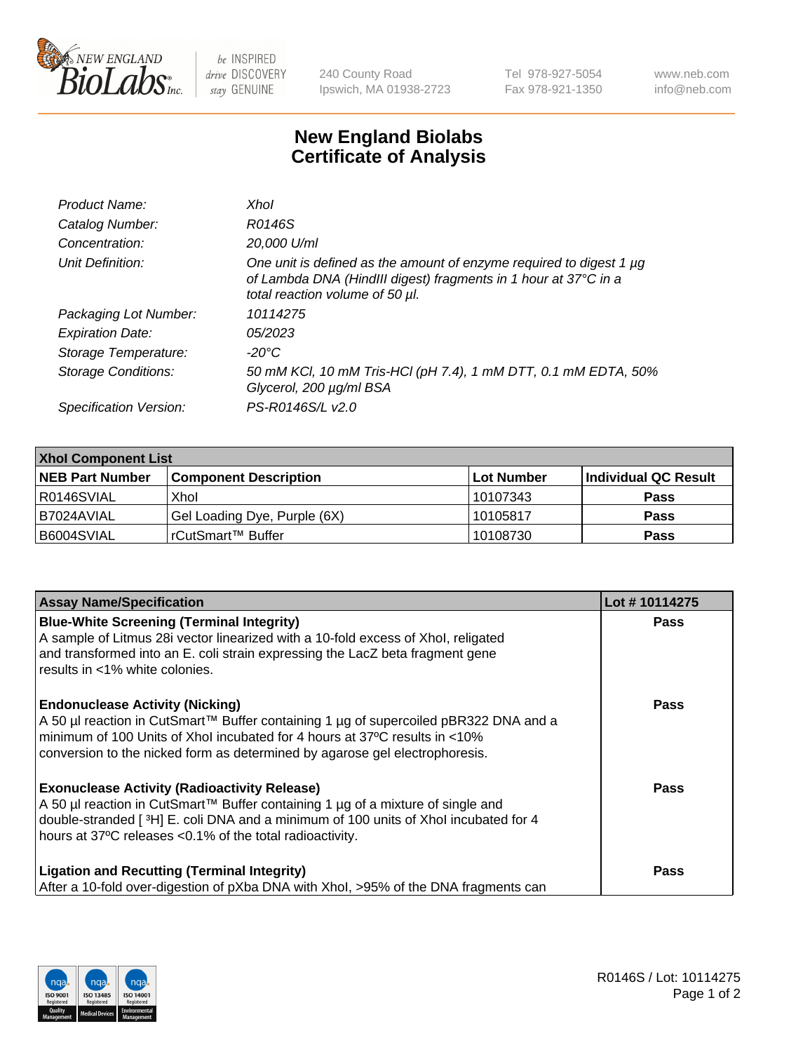# New England Biolabs
# Certificate of Analysis

| | |
|---|---|
| *Product Name:* | *XhoI* |
| *Catalog Number:* | *R0146S* |
| *Concentration:* | *20,000 U/ml* |
| *Unit Definition:* | *One unit is defined as the amount of enzyme required to digest 1 µg of Lambda DNA (HindIII digest) fragments in 1 hour at 37°C in a total reaction volume of 50 µl.* |
| *Packaging Lot Number:* | *10114275* |
| *Expiration Date:* | *05/2023* |
| *Storage Temperature:* | *-20°C* |
| *Storage Conditions:* | *50 mM KCl, 10 mM Tris-HCl (pH 7.4), 1 mM DTT, 0.1 mM EDTA, 50% Glycerol, 200 µg/ml BSA* |
| *Specification Version:* | *PS-R0146S/L v2.0* |

| XhoI Component List | | | |
|---|---|---|---|
| **NEB Part Number** | **Component Description** | **Lot Number** | **Individual QC Result** |
| R0146SVIAL | XhoI | 10107343 | **Pass** |
| B7024AVIAL | Gel Loading Dye, Purple (6X) | 10105817 | **Pass** |
| B6004SVIAL | rCutSmart™ Buffer | 10108730 | **Pass** |

| Assay Name/Specification | Lot # 10114275 |
|---|---|
| **Blue-White Screening (Terminal Integrity)**<br>A sample of Litmus 28i vector linearized with a 10-fold excess of XhoI, religated and transformed into an E. coli strain expressing the LacZ beta fragment gene results in <1% white colonies. | **Pass** |
| **Endonuclease Activity (Nicking)**<br>A 50 µl reaction in CutSmart™ Buffer containing 1 µg of supercoiled pBR322 DNA and a minimum of 100 Units of XhoI incubated for 4 hours at 37ºC results in <10% conversion to the nicked form as determined by agarose gel electrophoresis. | **Pass** |
| **Exonuclease Activity (Radioactivity Release)**<br>A 50 µl reaction in CutSmart™ Buffer containing 1 µg of a mixture of single and double-stranded [ $^{3}$H] E. coli DNA and a minimum of 100 units of XhoI incubated for 4 hours at 37ºC releases <0.1% of the total radioactivity. | **Pass** |
| **Ligation and Recutting (Terminal Integrity)**<br>After a 10-fold over-digestion of pXba DNA with XhoI, >95% of the DNA fragments can | **Pass** |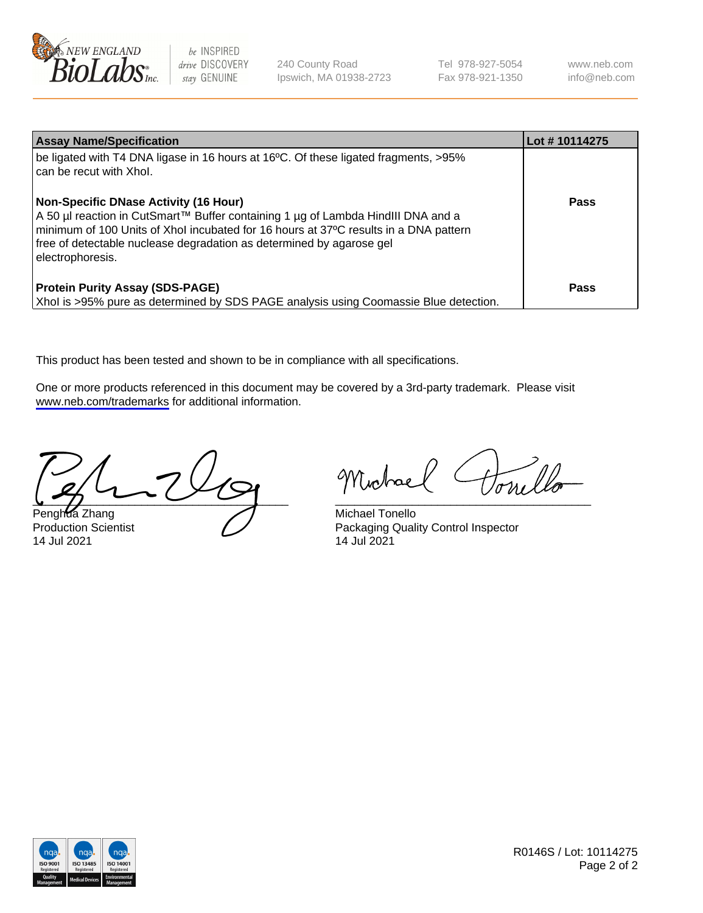| Assay Name/Specification | Lot # 10114275 |
|---|---|
| be ligated with T4 DNA ligase in 16 hours at 16ºC. Of these ligated fragments, >95% can be recut with XhoI. | |
| **Non-Specific DNase Activity (16 Hour)**<br>A 50 µl reaction in CutSmart™ Buffer containing 1 µg of Lambda HindIII DNA and a minimum of 100 Units of XhoI incubated for 16 hours at 37ºC results in a DNA pattern free of detectable nuclease degradation as determined by agarose gel electrophoresis. | **Pass** |
| **Protein Purity Assay (SDS-PAGE)**<br>XhoI is >95% pure as determined by SDS PAGE analysis using Coomassie Blue detection. | **Pass** |

This product has been tested and shown to be in compliance with all specifications.

One or more products referenced in this document may be covered by a 3rd-party trademark. Please visit www.neb.com/trademarks for additional information.

Penghua Zhang
Production Scientist
14 Jul 2021

Michael Tonello
Packaging Quality Control Inspector
14 Jul 2021

R0146S / Lot: 10114275